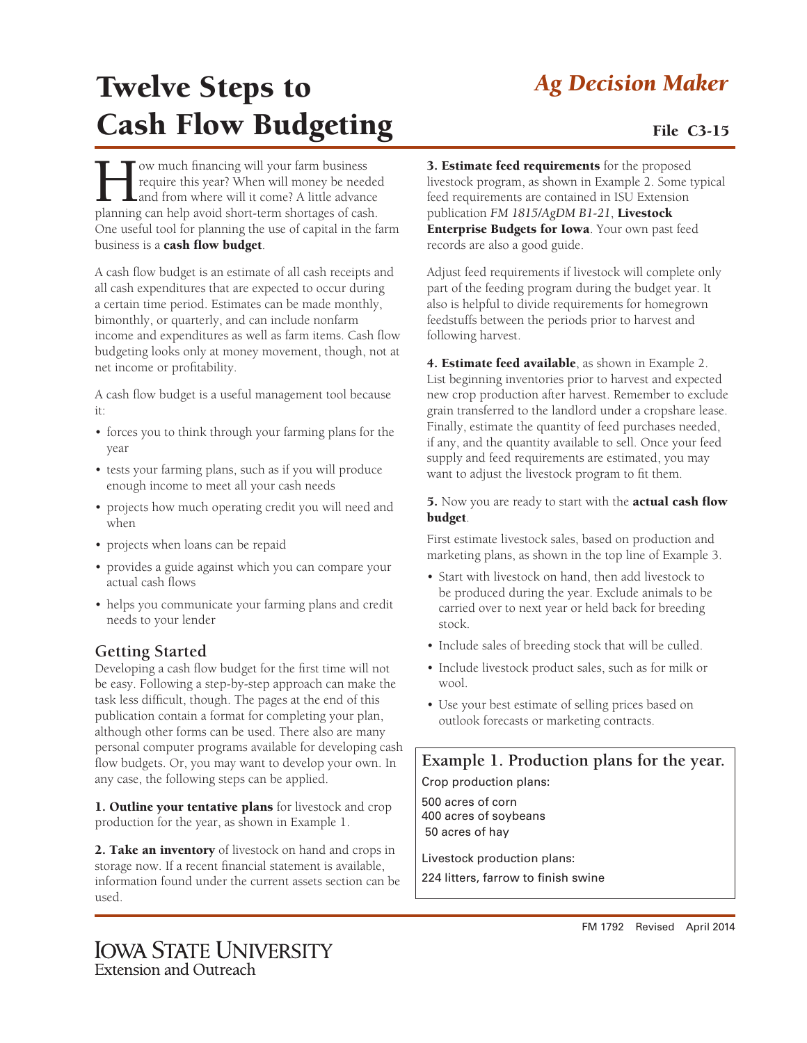# Twelve Steps to Cash Flow Budgeting

*Ag Decision Maker*

File C3-15

How much financing will your farm business require this year? When will money be needed and from where will it come? A little advance planning can help avoid short-term shortages of cash. One useful tool for planning the use of capital in the farm business is a **cash flow budget**.

A cash flow budget is an estimate of all cash receipts and all cash expenditures that are expected to occur during a certain time period. Estimates can be made monthly, bimonthly, or quarterly, and can include nonfarm income and expenditures as well as farm items. Cash flow budgeting looks only at money movement, though, not at net income or profitability.

A cash flow budget is a useful management tool because it:

- forces you to think through your farming plans for the year
- tests your farming plans, such as if you will produce enough income to meet all your cash needs
- projects how much operating credit you will need and when
- projects when loans can be repaid
- provides a guide against which you can compare your actual cash flows
- helps you communicate your farming plans and credit needs to your lender

## Getting Started

Developing a cash flow budget for the first time will not be easy. Following a step-by-step approach can make the task less difficult, though. The pages at the end of this publication contain a format for completing your plan, although other forms can be used. There also are many personal computer programs available for developing cash flow budgets. Or, you may want to develop your own. In any case, the following steps can be applied.

**1. Outline your tentative plans** for livestock and crop production for the year, as shown in Example 1.

**2. Take an inventory** of livestock on hand and crops in storage now. If a recent financial statement is available, information found under the current assets section can be used.

**3. Estimate feed requirements** for the proposed livestock program, as shown in Example 2. Some typical feed requirements are contained in ISU Extension publication *FM 1815/AgDM B1-21*, **Livestock Enterprise Budgets for Iowa**. Your own past feed records are also a good guide.

Adjust feed requirements if livestock will complete only part of the feeding program during the budget year. It also is helpful to divide requirements for homegrown feedstuffs between the periods prior to harvest and following harvest.

**4. Estimate feed available**, as shown in Example 2. List beginning inventories prior to harvest and expected new crop production after harvest. Remember to exclude grain transferred to the landlord under a cropshare lease. Finally, estimate the quantity of feed purchases needed, if any, and the quantity available to sell. Once your feed supply and feed requirements are estimated, you may want to adjust the livestock program to fit them.

**5.** Now you are ready to start with the **actual cash flow budget**.

First estimate livestock sales, based on production and marketing plans, as shown in the top line of Example 3.

- Start with livestock on hand, then add livestock to be produced during the year. Exclude animals to be carried over to next year or held back for breeding stock.
- Include sales of breeding stock that will be culled.
- Include livestock product sales, such as for milk or wool.
- Use your best estimate of selling prices based on outlook forecasts or marketing contracts.

### Example 1. Production plans for the year.

Crop production plans:

500 acres of corn
400 acres of soybeans
50 acres of hay

Livestock production plans:

224 litters, farrow to finish swine

FM 1792 Revised April 2014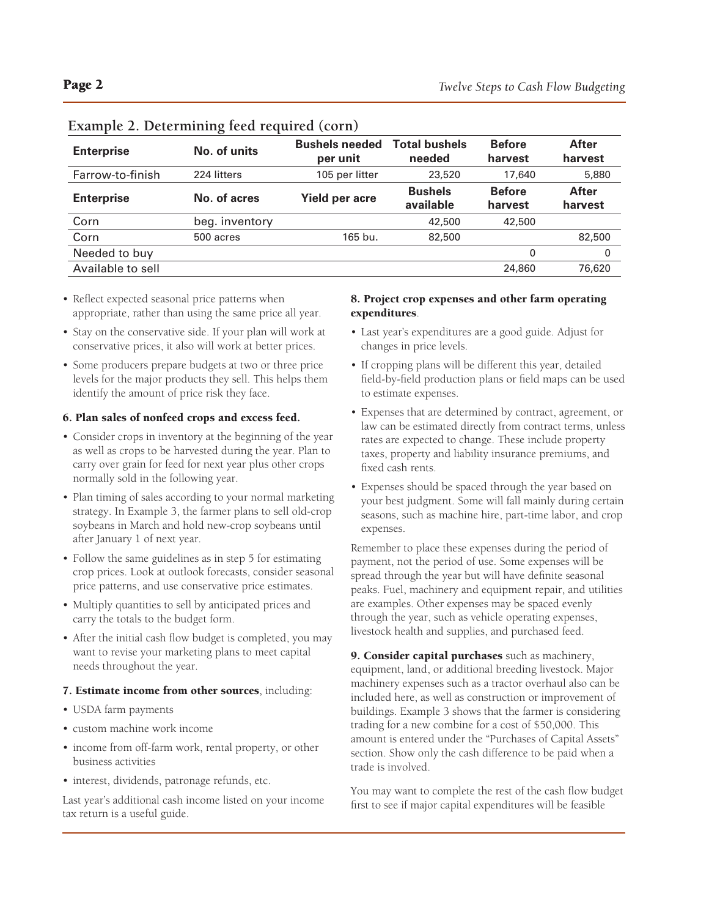## Example 2. Determining feed required (corn)

| Enterprise | No. of units | Bushels needed per unit | Total bushels needed | Before harvest | After harvest |
|---|---|---|---|---|---|
| Farrow-to-finish | 224 litters | 105 per litter | 23,520 | 17,640 | 5,880 |
| **Enterprise** | **No. of acres** | **Yield per acre** | **Bushels available** | **Before harvest** | **After harvest** |
| Corn | beg. inventory | | 42,500 | 42,500 | |
| Corn | 500 acres | 165 bu. | 82,500 | | 82,500 |
| Needed to buy | | | | 0 | 0 |
| Available to sell | | | | 24,860 | 76,620 |

- Reflect expected seasonal price patterns when appropriate, rather than using the same price all year.
- Stay on the conservative side. If your plan will work at conservative prices, it also will work at better prices.
- Some producers prepare budgets at two or three price levels for the major products they sell. This helps them identify the amount of price risk they face.

**6. Plan sales of nonfeed crops and excess feed.**

- Consider crops in inventory at the beginning of the year as well as crops to be harvested during the year. Plan to carry over grain for feed for next year plus other crops normally sold in the following year.
- Plan timing of sales according to your normal marketing strategy. In Example 3, the farmer plans to sell old-crop soybeans in March and hold new-crop soybeans until after January 1 of next year.
- Follow the same guidelines as in step 5 for estimating crop prices. Look at outlook forecasts, consider seasonal price patterns, and use conservative price estimates.
- Multiply quantities to sell by anticipated prices and carry the totals to the budget form.
- After the initial cash flow budget is completed, you may want to revise your marketing plans to meet capital needs throughout the year.

**7. Estimate income from other sources**, including:

- USDA farm payments
- custom machine work income
- income from off-farm work, rental property, or other business activities
- interest, dividends, patronage refunds, etc.

Last year's additional cash income listed on your income tax return is a useful guide.

**8. Project crop expenses and other farm operating expenditures**.

- Last year's expenditures are a good guide. Adjust for changes in price levels.
- If cropping plans will be different this year, detailed field-by-field production plans or field maps can be used to estimate expenses.
- Expenses that are determined by contract, agreement, or law can be estimated directly from contract terms, unless rates are expected to change. These include property taxes, property and liability insurance premiums, and fixed cash rents.
- Expenses should be spaced through the year based on your best judgment. Some will fall mainly during certain seasons, such as machine hire, part-time labor, and crop expenses.

Remember to place these expenses during the period of payment, not the period of use. Some expenses will be spread through the year but will have definite seasonal peaks. Fuel, machinery and equipment repair, and utilities are examples. Other expenses may be spaced evenly through the year, such as vehicle operating expenses, livestock health and supplies, and purchased feed.

**9. Consider capital purchases** such as machinery, equipment, land, or additional breeding livestock. Major machinery expenses such as a tractor overhaul also can be included here, as well as construction or improvement of buildings. Example 3 shows that the farmer is considering trading for a new combine for a cost of $50,000. This amount is entered under the "Purchases of Capital Assets" section. Show only the cash difference to be paid when a trade is involved.

You may want to complete the rest of the cash flow budget first to see if major capital expenditures will be feasible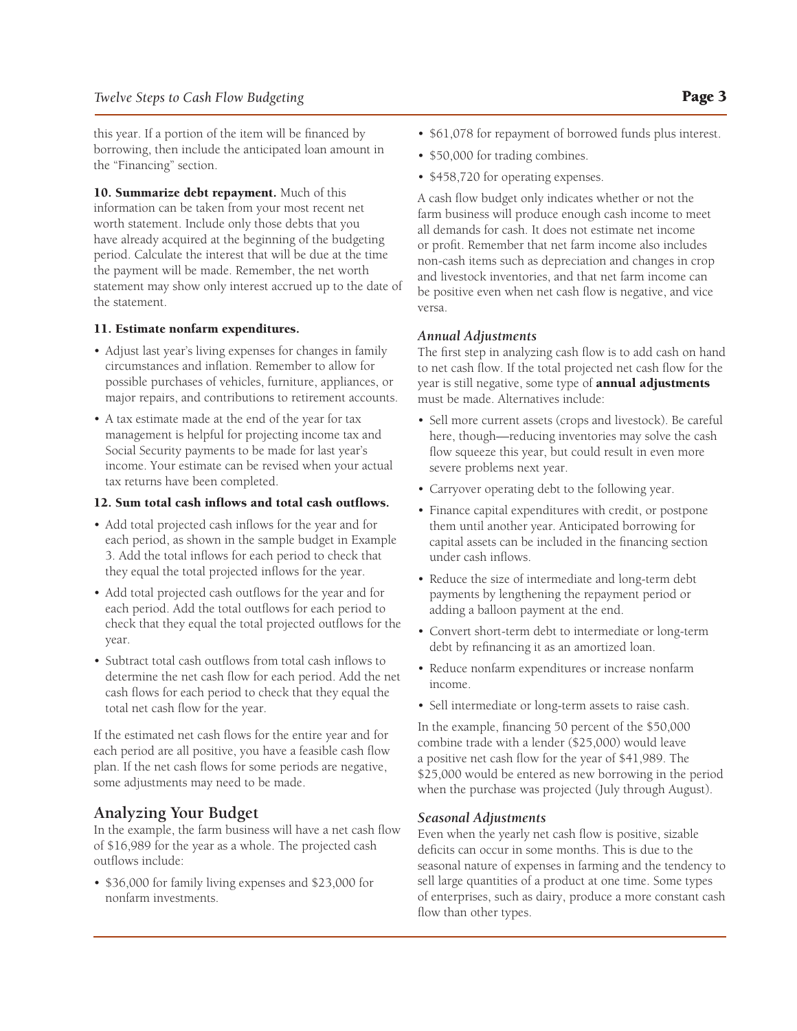this year. If a portion of the item will be financed by borrowing, then include the anticipated loan amount in the "Financing" section.

**10. Summarize debt repayment.** Much of this information can be taken from your most recent net worth statement. Include only those debts that you have already acquired at the beginning of the budgeting period. Calculate the interest that will be due at the time the payment will be made. Remember, the net worth statement may show only interest accrued up to the date of the statement.

**11. Estimate nonfarm expenditures.**

- Adjust last year's living expenses for changes in family circumstances and inflation. Remember to allow for possible purchases of vehicles, furniture, appliances, or major repairs, and contributions to retirement accounts.
- A tax estimate made at the end of the year for tax management is helpful for projecting income tax and Social Security payments to be made for last year's income. Your estimate can be revised when your actual tax returns have been completed.

**12. Sum total cash inflows and total cash outflows.**

- Add total projected cash inflows for the year and for each period, as shown in the sample budget in Example 3. Add the total inflows for each period to check that they equal the total projected inflows for the year.
- Add total projected cash outflows for the year and for each period. Add the total outflows for each period to check that they equal the total projected outflows for the year.
- Subtract total cash outflows from total cash inflows to determine the net cash flow for each period. Add the net cash flows for each period to check that they equal the total net cash flow for the year.

If the estimated net cash flows for the entire year and for each period are all positive, you have a feasible cash flow plan. If the net cash flows for some periods are negative, some adjustments may need to be made.

## Analyzing Your Budget

In the example, the farm business will have a net cash flow of $16,989 for the year as a whole. The projected cash outflows include:

- $36,000 for family living expenses and $23,000 for nonfarm investments.
- $61,078 for repayment of borrowed funds plus interest.
- $50,000 for trading combines.
- $458,720 for operating expenses.

A cash flow budget only indicates whether or not the farm business will produce enough cash income to meet all demands for cash. It does not estimate net income or profit. Remember that net farm income also includes non-cash items such as depreciation and changes in crop and livestock inventories, and that net farm income can be positive even when net cash flow is negative, and vice versa.

### *Annual Adjustments*

The first step in analyzing cash flow is to add cash on hand to net cash flow. If the total projected net cash flow for the year is still negative, some type of **annual adjustments** must be made. Alternatives include:

- Sell more current assets (crops and livestock). Be careful here, though—reducing inventories may solve the cash flow squeeze this year, but could result in even more severe problems next year.
- Carryover operating debt to the following year.
- Finance capital expenditures with credit, or postpone them until another year. Anticipated borrowing for capital assets can be included in the financing section under cash inflows.
- Reduce the size of intermediate and long-term debt payments by lengthening the repayment period or adding a balloon payment at the end.
- Convert short-term debt to intermediate or long-term debt by refinancing it as an amortized loan.
- Reduce nonfarm expenditures or increase nonfarm income.
- Sell intermediate or long-term assets to raise cash.

In the example, financing 50 percent of the $50,000 combine trade with a lender ($25,000) would leave a positive net cash flow for the year of $41,989. The $25,000 would be entered as new borrowing in the period when the purchase was projected (July through August).

### *Seasonal Adjustments*

Even when the yearly net cash flow is positive, sizable deficits can occur in some months. This is due to the seasonal nature of expenses in farming and the tendency to sell large quantities of a product at one time. Some types of enterprises, such as dairy, produce a more constant cash flow than other types.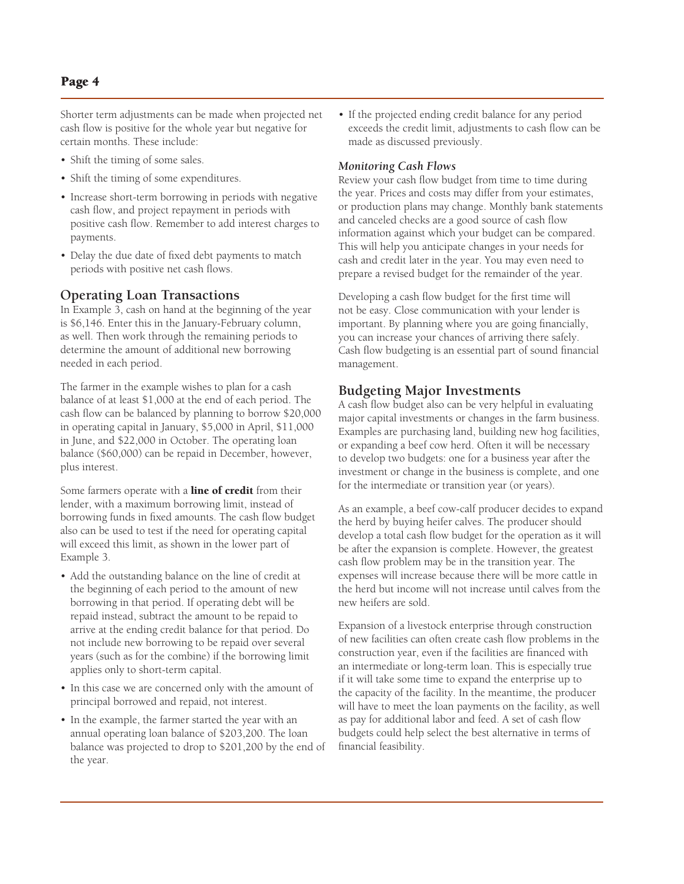Shorter term adjustments can be made when projected net cash flow is positive for the whole year but negative for certain months. These include:

- Shift the timing of some sales.
- Shift the timing of some expenditures.
- Increase short-term borrowing in periods with negative cash flow, and project repayment in periods with positive cash flow. Remember to add interest charges to payments.
- Delay the due date of fixed debt payments to match periods with positive net cash flows.

## Operating Loan Transactions

In Example 3, cash on hand at the beginning of the year is $6,146. Enter this in the January-February column, as well. Then work through the remaining periods to determine the amount of additional new borrowing needed in each period.

The farmer in the example wishes to plan for a cash balance of at least $1,000 at the end of each period. The cash flow can be balanced by planning to borrow $20,000 in operating capital in January, $5,000 in April, $11,000 in June, and $22,000 in October. The operating loan balance ($60,000) can be repaid in December, however, plus interest.

Some farmers operate with a **line of credit** from their lender, with a maximum borrowing limit, instead of borrowing funds in fixed amounts. The cash flow budget also can be used to test if the need for operating capital will exceed this limit, as shown in the lower part of Example 3.

- Add the outstanding balance on the line of credit at the beginning of each period to the amount of new borrowing in that period. If operating debt will be repaid instead, subtract the amount to be repaid to arrive at the ending credit balance for that period. Do not include new borrowing to be repaid over several years (such as for the combine) if the borrowing limit applies only to short-term capital.
- In this case we are concerned only with the amount of principal borrowed and repaid, not interest.
- In the example, the farmer started the year with an annual operating loan balance of $203,200. The loan balance was projected to drop to $201,200 by the end of the year.
- If the projected ending credit balance for any period exceeds the credit limit, adjustments to cash flow can be made as discussed previously.

### *Monitoring Cash Flows*

Review your cash flow budget from time to time during the year. Prices and costs may differ from your estimates, or production plans may change. Monthly bank statements and canceled checks are a good source of cash flow information against which your budget can be compared. This will help you anticipate changes in your needs for cash and credit later in the year. You may even need to prepare a revised budget for the remainder of the year.

Developing a cash flow budget for the first time will not be easy. Close communication with your lender is important. By planning where you are going financially, you can increase your chances of arriving there safely. Cash flow budgeting is an essential part of sound financial management.

## Budgeting Major Investments

A cash flow budget also can be very helpful in evaluating major capital investments or changes in the farm business. Examples are purchasing land, building new hog facilities, or expanding a beef cow herd. Often it will be necessary to develop two budgets: one for a business year after the investment or change in the business is complete, and one for the intermediate or transition year (or years).

As an example, a beef cow-calf producer decides to expand the herd by buying heifer calves. The producer should develop a total cash flow budget for the operation as it will be after the expansion is complete. However, the greatest cash flow problem may be in the transition year. The expenses will increase because there will be more cattle in the herd but income will not increase until calves from the new heifers are sold.

Expansion of a livestock enterprise through construction of new facilities can often create cash flow problems in the construction year, even if the facilities are financed with an intermediate or long-term loan. This is especially true if it will take some time to expand the enterprise up to the capacity of the facility. In the meantime, the producer will have to meet the loan payments on the facility, as well as pay for additional labor and feed. A set of cash flow budgets could help select the best alternative in terms of financial feasibility.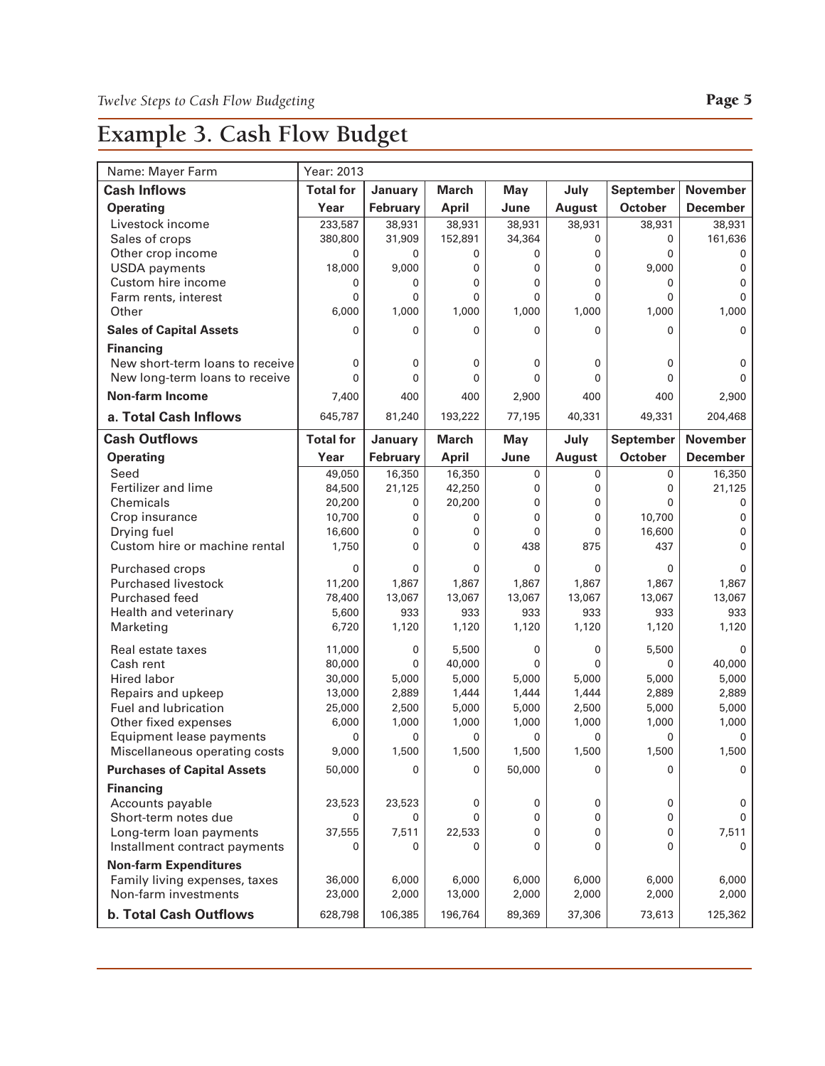# Example 3. Cash Flow Budget

| Name: Mayer Farm | Year: 2013 | | | | | | |
|---|---|---|---|---|---|---|---|
| **Cash Inflows** | **Total for** | **January** | **March** | **May** | **July** | **September** | **November** |
| **Operating** | **Year** | **February** | **April** | **June** | **August** | **October** | **December** |
| Livestock income | 233,587 | 38,931 | 38,931 | 38,931 | 38,931 | 38,931 | 38,931 |
| Sales of crops | 380,800 | 31,909 | 152,891 | 34,364 | 0 | 0 | 161,636 |
| Other crop income | 0 | 0 | 0 | 0 | 0 | 0 | 0 |
| USDA payments | 18,000 | 9,000 | 0 | 0 | 0 | 9,000 | 0 |
| Custom hire income | 0 | 0 | 0 | 0 | 0 | 0 | 0 |
| Farm rents, interest | 0 | 0 | 0 | 0 | 0 | 0 | 0 |
| Other | 6,000 | 1,000 | 1,000 | 1,000 | 1,000 | 1,000 | 1,000 |
| **Sales of Capital Assets** | 0 | 0 | 0 | 0 | 0 | 0 | 0 |
| **Financing** | | | | | | | |
| New short-term loans to receive | 0 | 0 | 0 | 0 | 0 | 0 | 0 |
| New long-term loans to receive | 0 | 0 | 0 | 0 | 0 | 0 | 0 |
| **Non-farm Income** | 7,400 | 400 | 400 | 2,900 | 400 | 400 | 2,900 |
| **a. Total Cash Inflows** | 645,787 | 81,240 | 193,222 | 77,195 | 40,331 | 49,331 | 204,468 |
| **Cash Outflows** | **Total for** | **January** | **March** | **May** | **July** | **September** | **November** |
| **Operating** | **Year** | **February** | **April** | **June** | **August** | **October** | **December** |
| Seed | 49,050 | 16,350 | 16,350 | 0 | 0 | 0 | 16,350 |
| Fertilizer and lime | 84,500 | 21,125 | 42,250 | 0 | 0 | 0 | 21,125 |
| Chemicals | 20,200 | 0 | 20,200 | 0 | 0 | 0 | 0 |
| Crop insurance | 10,700 | 0 | 0 | 0 | 0 | 10,700 | 0 |
| Drying fuel | 16,600 | 0 | 0 | 0 | 0 | 16,600 | 0 |
| Custom hire or machine rental | 1,750 | 0 | 0 | 438 | 875 | 437 | 0 |
| Purchased crops | 0 | 0 | 0 | 0 | 0 | 0 | 0 |
| Purchased livestock | 11,200 | 1,867 | 1,867 | 1,867 | 1,867 | 1,867 | 1,867 |
| Purchased feed | 78,400 | 13,067 | 13,067 | 13,067 | 13,067 | 13,067 | 13,067 |
| Health and veterinary | 5,600 | 933 | 933 | 933 | 933 | 933 | 933 |
| Marketing | 6,720 | 1,120 | 1,120 | 1,120 | 1,120 | 1,120 | 1,120 |
| Real estate taxes | 11,000 | 0 | 5,500 | 0 | 0 | 5,500 | 0 |
| Cash rent | 80,000 | 0 | 40,000 | 0 | 0 | 0 | 40,000 |
| Hired labor | 30,000 | 5,000 | 5,000 | 5,000 | 5,000 | 5,000 | 5,000 |
| Repairs and upkeep | 13,000 | 2,889 | 1,444 | 1,444 | 1,444 | 2,889 | 2,889 |
| Fuel and lubrication | 25,000 | 2,500 | 5,000 | 5,000 | 2,500 | 5,000 | 5,000 |
| Other fixed expenses | 6,000 | 1,000 | 1,000 | 1,000 | 1,000 | 1,000 | 1,000 |
| Equipment lease payments | 0 | 0 | 0 | 0 | 0 | 0 | 0 |
| Miscellaneous operating costs | 9,000 | 1,500 | 1,500 | 1,500 | 1,500 | 1,500 | 1,500 |
| **Purchases of Capital Assets** | 50,000 | 0 | 0 | 50,000 | 0 | 0 | 0 |
| **Financing** | | | | | | | |
| Accounts payable | 23,523 | 23,523 | 0 | 0 | 0 | 0 | 0 |
| Short-term notes due | 0 | 0 | 0 | 0 | 0 | 0 | 0 |
| Long-term loan payments | 37,555 | 7,511 | 22,533 | 0 | 0 | 0 | 7,511 |
| Installment contract payments | 0 | 0 | 0 | 0 | 0 | 0 | 0 |
| **Non-farm Expenditures** | | | | | | | |
| Family living expenses, taxes | 36,000 | 6,000 | 6,000 | 6,000 | 6,000 | 6,000 | 6,000 |
| Non-farm investments | 23,000 | 2,000 | 13,000 | 2,000 | 2,000 | 2,000 | 2,000 |
| **b. Total Cash Outflows** | 628,798 | 106,385 | 196,764 | 89,369 | 37,306 | 73,613 | 125,362 |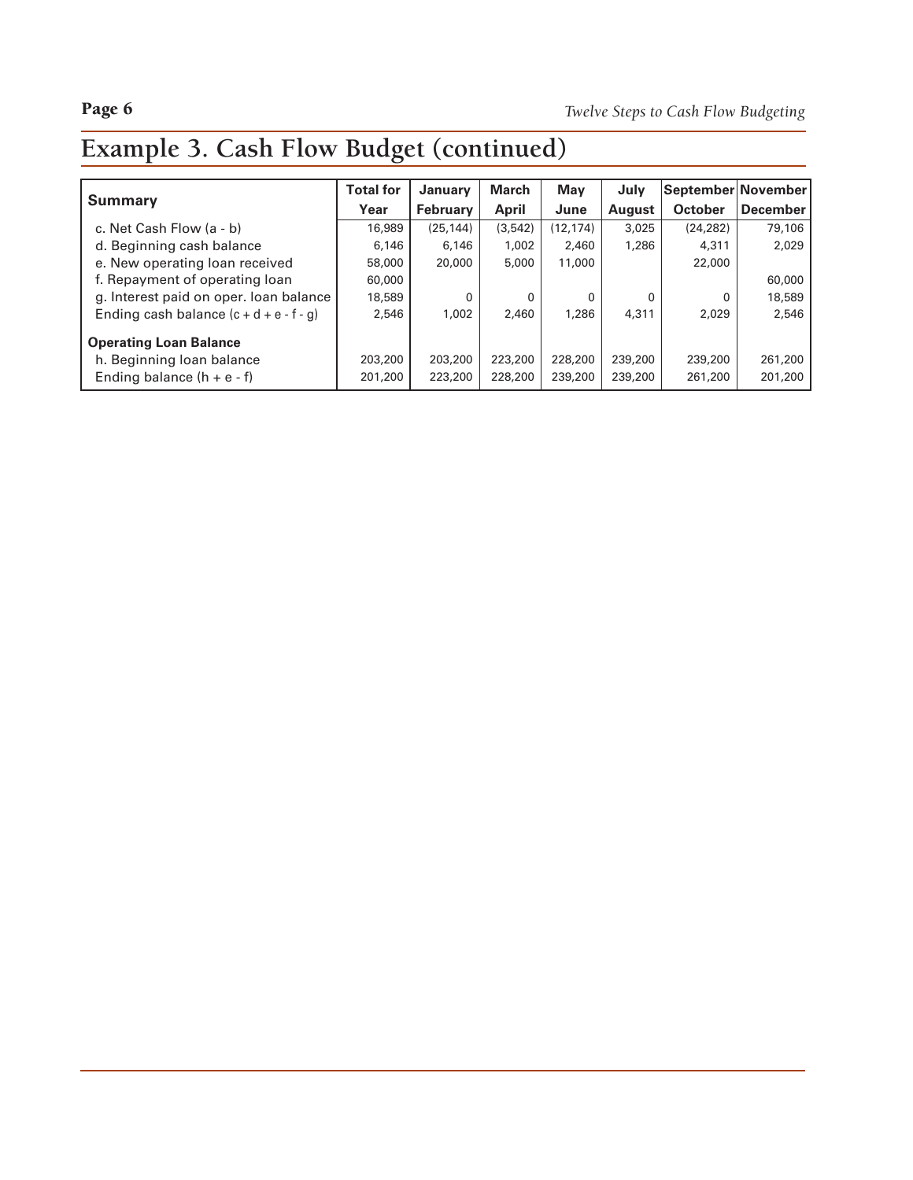# Example 3. Cash Flow Budget (continued)

| Summary | Total for Year | January February | March April | May June | July August | September October | November December |
|---|---|---|---|---|---|---|---|
| c. Net Cash Flow (a - b) | 16,989 | (25,144) | (3,542) | (12,174) | 3,025 | (24,282) | 79,106 |
| d. Beginning cash balance | 6,146 | 6,146 | 1,002 | 2,460 | 1,286 | 4,311 | 2,029 |
| e. New operating loan received | 58,000 | 20,000 | 5,000 | 11,000 | | 22,000 | |
| f. Repayment of operating loan | 60,000 | | | | | | 60,000 |
| g. Interest paid on oper. loan balance | 18,589 | 0 | 0 | 0 | 0 | 0 | 18,589 |
| Ending cash balance (c + d + e - f - g) | 2,546 | 1,002 | 2,460 | 1,286 | 4,311 | 2,029 | 2,546 |
| **Operating Loan Balance** | | | | | | | |
| h. Beginning loan balance | 203,200 | 203,200 | 223,200 | 228,200 | 239,200 | 239,200 | 261,200 |
| Ending balance (h + e - f) | 201,200 | 223,200 | 228,200 | 239,200 | 239,200 | 261,200 | 201,200 |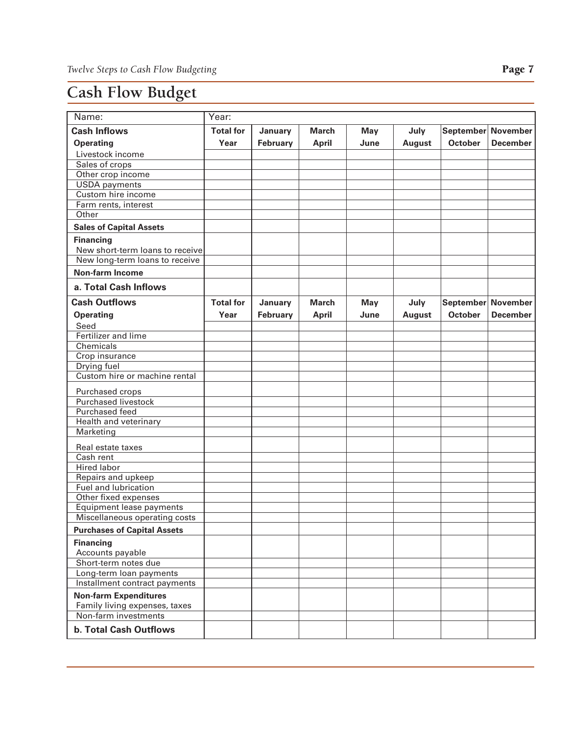# Cash Flow Budget

| Name: | Year: | | | | | | |
|---|---|---|---|---|---|---|---|
| **Cash Inflows** <br> **Operating** | **Total for Year** | **January February** | **March April** | **May June** | **July August** | **September October** | **November December** |
| Livestock income | | | | | | | |
| Sales of crops | | | | | | | |
| Other crop income | | | | | | | |
| USDA payments | | | | | | | |
| Custom hire income | | | | | | | |
| Farm rents, interest | | | | | | | |
| Other | | | | | | | |
| **Sales of Capital Assets** | | | | | | | |
| **Financing** <br> New short-term loans to receive | | | | | | | |
| New long-term loans to receive | | | | | | | |
| **Non-farm Income** | | | | | | | |
| **a. Total Cash Inflows** | | | | | | | |
| **Cash Outflows** <br> **Operating** | **Total for Year** | **January February** | **March April** | **May June** | **July August** | **September October** | **November December** |
| Seed | | | | | | | |
| Fertilizer and lime | | | | | | | |
| Chemicals | | | | | | | |
| Crop insurance | | | | | | | |
| Drying fuel | | | | | | | |
| Custom hire or machine rental | | | | | | | |
| Purchased crops | | | | | | | |
| Purchased livestock | | | | | | | |
| Purchased feed | | | | | | | |
| Health and veterinary | | | | | | | |
| Marketing | | | | | | | |
| Real estate taxes | | | | | | | |
| Cash rent | | | | | | | |
| Hired labor | | | | | | | |
| Repairs and upkeep | | | | | | | |
| Fuel and lubrication | | | | | | | |
| Other fixed expenses | | | | | | | |
| Equipment lease payments | | | | | | | |
| Miscellaneous operating costs | | | | | | | |
| **Purchases of Capital Assets** | | | | | | | |
| **Financing** <br> Accounts payable | | | | | | | |
| Short-term notes due | | | | | | | |
| Long-term loan payments | | | | | | | |
| Installment contract payments | | | | | | | |
| **Non-farm Expenditures** <br> Family living expenses, taxes | | | | | | | |
| Non-farm investments | | | | | | | |
| **b. Total Cash Outflows** | | | | | | | |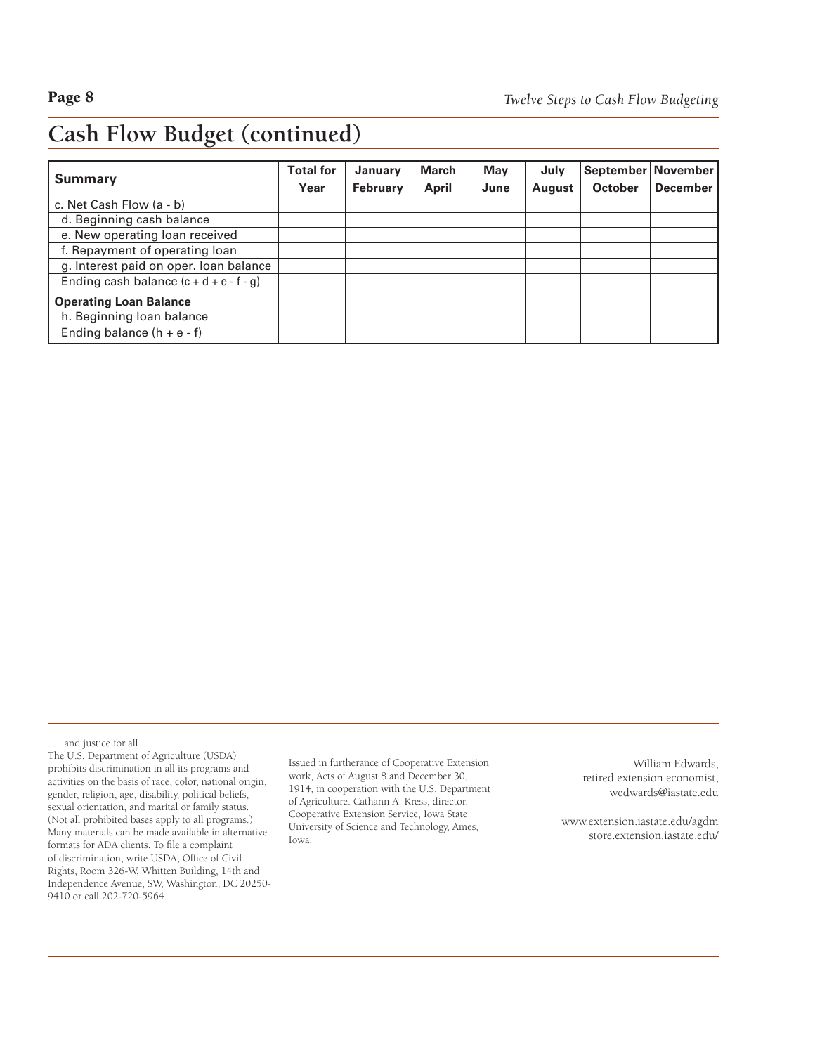# Cash Flow Budget (continued)

| Summary | Total for Year | January February | March April | May June | July August | September October | November December |
|---|---|---|---|---|---|---|---|
| c. Net Cash Flow (a - b) | | | | | | | |
| d. Beginning cash balance | | | | | | | |
| e. New operating loan received | | | | | | | |
| f. Repayment of operating loan | | | | | | | |
| g. Interest paid on oper. loan balance | | | | | | | |
| Ending cash balance (c + d + e - f - g) | | | | | | | |
| **Operating Loan Balance** h. Beginning loan balance | | | | | | | |
| Ending balance (h + e - f) | | | | | | | |

. . . and justice for all
The U.S. Department of Agriculture (USDA) prohibits discrimination in all its programs and activities on the basis of race, color, national origin, gender, religion, age, disability, political beliefs, sexual orientation, and marital or family status. (Not all prohibited bases apply to all programs.) Many materials can be made available in alternative formats for ADA clients. To file a complaint of discrimination, write USDA, Office of Civil Rights, Room 326-W, Whitten Building, 14th and Independence Avenue, SW, Washington, DC 20250-9410 or call 202-720-5964.

Issued in furtherance of Cooperative Extension work, Acts of August 8 and December 30, 1914, in cooperation with the U.S. Department of Agriculture. Cathann A. Kress, director, Cooperative Extension Service, Iowa State University of Science and Technology, Ames, Iowa.

William Edwards,
retired extension economist,
wedwards@iastate.edu

www.extension.iastate.edu/agdm
store.extension.iastate.edu/